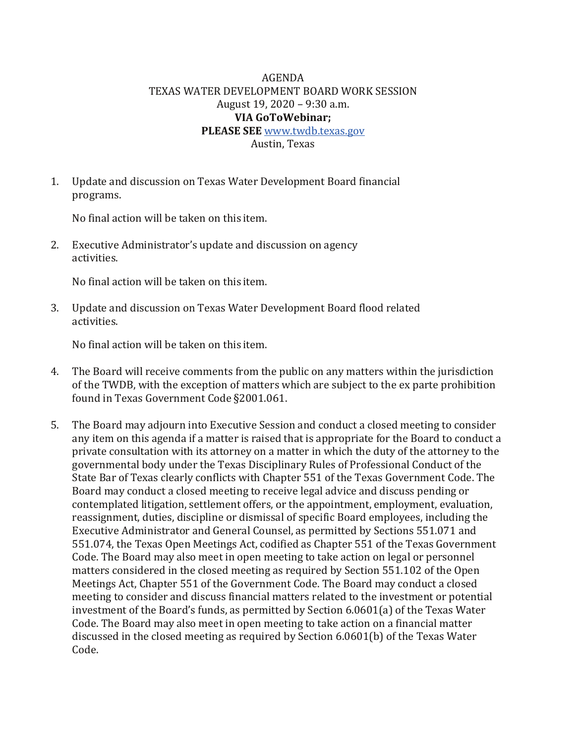# AGENDA
## TEXAS WATER DEVELOPMENT BOARD WORK SESSION

August 19, 2020 – 9:30 a.m.

**VIA GoToWebinar;**

**PLEASE SEE** www.twdb.texas.gov

Austin, Texas

1. Update and discussion on Texas Water Development Board financial programs.

   No final action will be taken on this item.

2. Executive Administrator's update and discussion on agency activities.

   No final action will be taken on this item.

3. Update and discussion on Texas Water Development Board flood related activities.

   No final action will be taken on this item.

4. The Board will receive comments from the public on any matters within the jurisdiction of the TWDB, with the exception of matters which are subject to the ex parte prohibition found in Texas Government Code §2001.061.

5. The Board may adjourn into Executive Session and conduct a closed meeting to consider any item on this agenda if a matter is raised that is appropriate for the Board to conduct a private consultation with its attorney on a matter in which the duty of the attorney to the governmental body under the Texas Disciplinary Rules of Professional Conduct of the State Bar of Texas clearly conflicts with Chapter 551 of the Texas Government Code. The Board may conduct a closed meeting to receive legal advice and discuss pending or contemplated litigation, settlement offers, or the appointment, employment, evaluation, reassignment, duties, discipline or dismissal of specific Board employees, including the Executive Administrator and General Counsel, as permitted by Sections 551.071 and 551.074, the Texas Open Meetings Act, codified as Chapter 551 of the Texas Government Code. The Board may also meet in open meeting to take action on legal or personnel matters considered in the closed meeting as required by Section 551.102 of the Open Meetings Act, Chapter 551 of the Government Code. The Board may conduct a closed meeting to consider and discuss financial matters related to the investment or potential investment of the Board's funds, as permitted by Section 6.0601(a) of the Texas Water Code. The Board may also meet in open meeting to take action on a financial matter discussed in the closed meeting as required by Section 6.0601(b) of the Texas Water Code.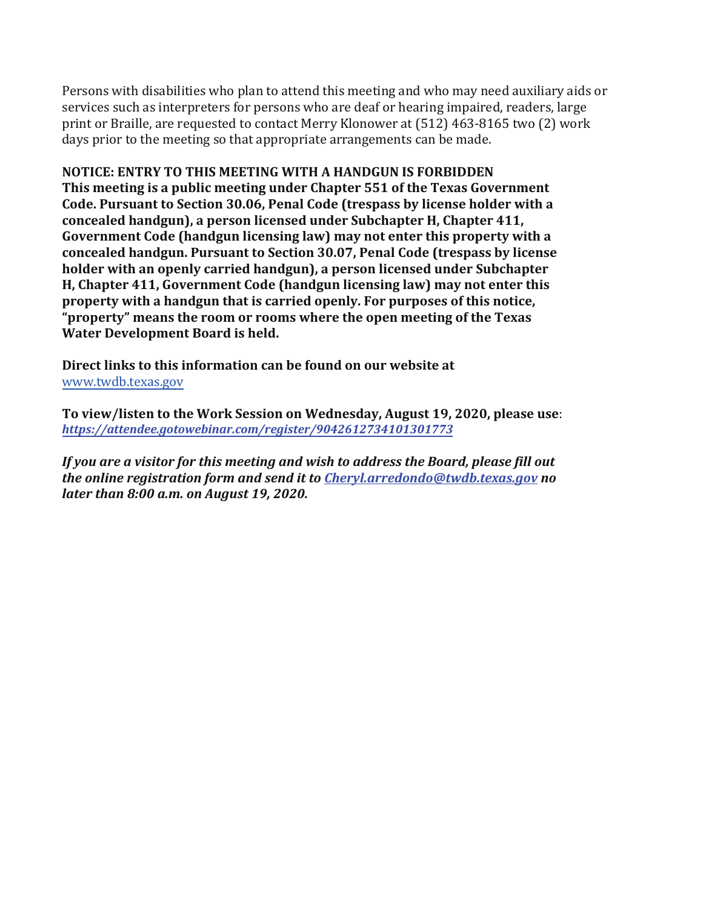Persons with disabilities who plan to attend this meeting and who may need auxiliary aids or services such as interpreters for persons who are deaf or hearing impaired, readers, large print or Braille, are requested to contact Merry Klonower at (512) 463-8165 two (2) work days prior to the meeting so that appropriate arrangements can be made.

**NOTICE: ENTRY TO THIS MEETING WITH A HANDGUN IS FORBIDDEN**
**This meeting is a public meeting under Chapter 551 of the Texas Government Code. Pursuant to Section 30.06, Penal Code (trespass by license holder with a concealed handgun), a person licensed under Subchapter H, Chapter 411, Government Code (handgun licensing law) may not enter this property with a concealed handgun. Pursuant to Section 30.07, Penal Code (trespass by license holder with an openly carried handgun), a person licensed under Subchapter H, Chapter 411, Government Code (handgun licensing law) may not enter this property with a handgun that is carried openly. For purposes of this notice, "property" means the room or rooms where the open meeting of the Texas Water Development Board is held.**

**Direct links to this information can be found on our website at**
[www.twdb.texas.gov](http://www.twdb.texas.gov)

**To view/listen to the Work Session on Wednesday, August 19, 2020, please use**:
***[https://attendee.gotowebinar.com/register/9042612734101301773](https://attendee.gotowebinar.com/register/9042612734101301773)***

***If you are a visitor for this meeting and wish to address the Board, please fill out the online registration form and send it to [Cheryl.arredondo@twdb.texas.gov](mailto:Cheryl.arredondo@twdb.texas.gov) no later than 8:00 a.m. on August 19, 2020.***